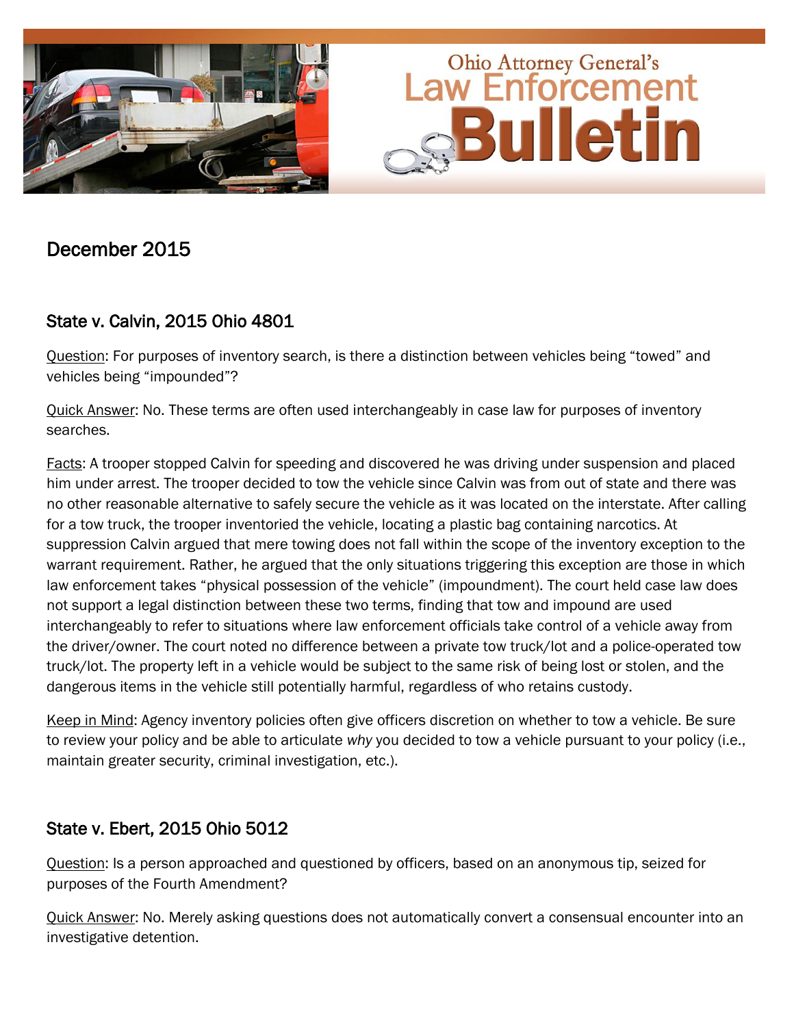# Ohio Attorney General's Law Enforcement Bulletin

## December 2015

### State v. Calvin, 2015 Ohio 4801

Question: For purposes of inventory search, is there a distinction between vehicles being "towed" and vehicles being "impounded"?

Quick Answer: No. These terms are often used interchangeably in case law for purposes of inventory searches.

Facts: A trooper stopped Calvin for speeding and discovered he was driving under suspension and placed him under arrest. The trooper decided to tow the vehicle since Calvin was from out of state and there was no other reasonable alternative to safely secure the vehicle as it was located on the interstate. After calling for a tow truck, the trooper inventoried the vehicle, locating a plastic bag containing narcotics. At suppression Calvin argued that mere towing does not fall within the scope of the inventory exception to the warrant requirement. Rather, he argued that the only situations triggering this exception are those in which law enforcement takes "physical possession of the vehicle" (impoundment). The court held case law does not support a legal distinction between these two terms, finding that tow and impound are used interchangeably to refer to situations where law enforcement officials take control of a vehicle away from the driver/owner. The court noted no difference between a private tow truck/lot and a police-operated tow truck/lot. The property left in a vehicle would be subject to the same risk of being lost or stolen, and the dangerous items in the vehicle still potentially harmful, regardless of who retains custody.

Keep in Mind: Agency inventory policies often give officers discretion on whether to tow a vehicle. Be sure to review your policy and be able to articulate *why* you decided to tow a vehicle pursuant to your policy (i.e., maintain greater security, criminal investigation, etc.).

### State v. Ebert, 2015 Ohio 5012

Question: Is a person approached and questioned by officers, based on an anonymous tip, seized for purposes of the Fourth Amendment?

Quick Answer: No. Merely asking questions does not automatically convert a consensual encounter into an investigative detention.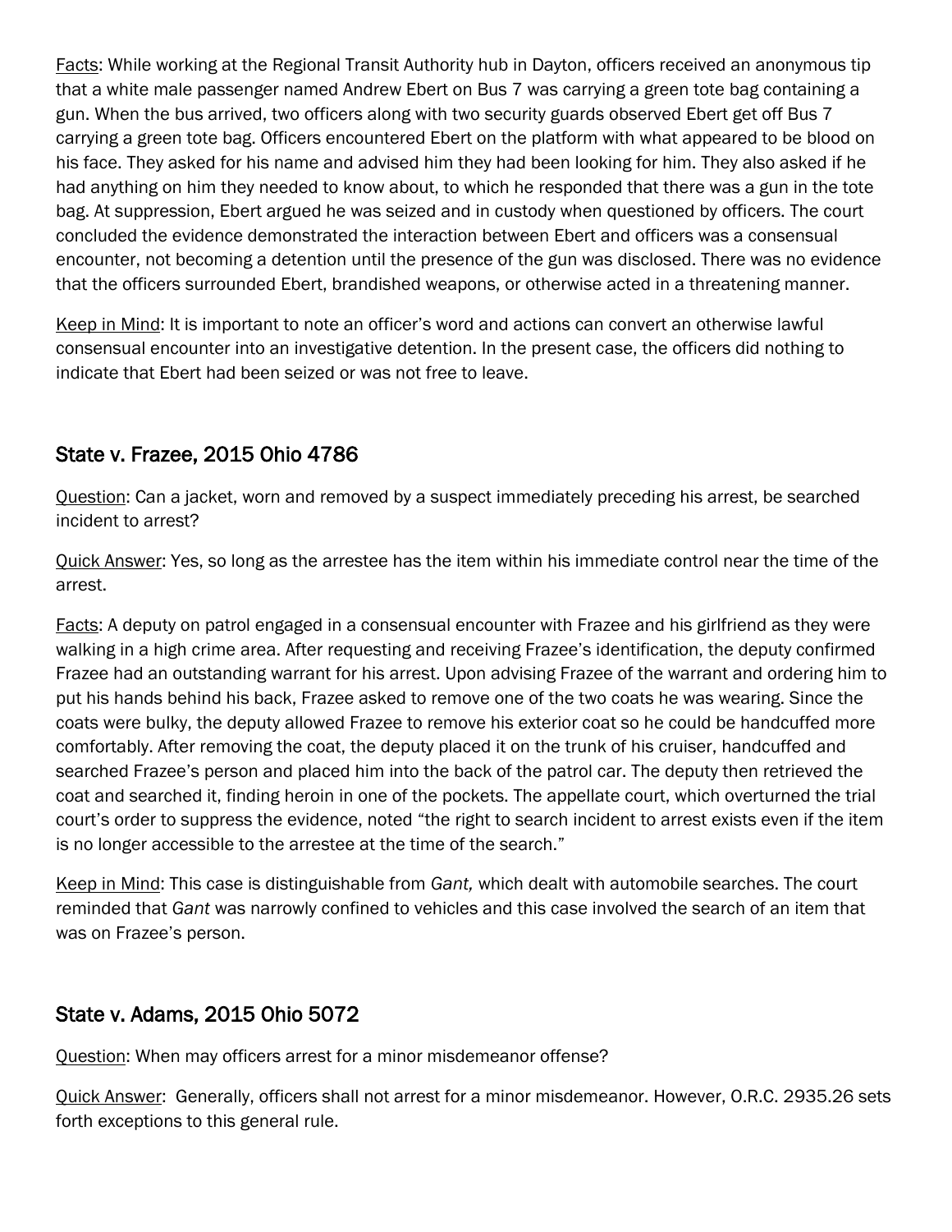<u>Facts</u>: While working at the Regional Transit Authority hub in Dayton, officers received an anonymous tip that a white male passenger named Andrew Ebert on Bus 7 was carrying a green tote bag containing a gun. When the bus arrived, two officers along with two security guards observed Ebert get off Bus 7 carrying a green tote bag. Officers encountered Ebert on the platform with what appeared to be blood on his face. They asked for his name and advised him they had been looking for him. They also asked if he had anything on him they needed to know about, to which he responded that there was a gun in the tote bag. At suppression, Ebert argued he was seized and in custody when questioned by officers. The court concluded the evidence demonstrated the interaction between Ebert and officers was a consensual encounter, not becoming a detention until the presence of the gun was disclosed. There was no evidence that the officers surrounded Ebert, brandished weapons, or otherwise acted in a threatening manner.

<u>Keep in Mind</u>: It is important to note an officer's word and actions can convert an otherwise lawful consensual encounter into an investigative detention. In the present case, the officers did nothing to indicate that Ebert had been seized or was not free to leave.

## State v. Frazee, 2015 Ohio 4786

<u>Question</u>: Can a jacket, worn and removed by a suspect immediately preceding his arrest, be searched incident to arrest?

<u>Quick Answer</u>: Yes, so long as the arrestee has the item within his immediate control near the time of the arrest.

<u>Facts</u>: A deputy on patrol engaged in a consensual encounter with Frazee and his girlfriend as they were walking in a high crime area. After requesting and receiving Frazee's identification, the deputy confirmed Frazee had an outstanding warrant for his arrest. Upon advising Frazee of the warrant and ordering him to put his hands behind his back, Frazee asked to remove one of the two coats he was wearing. Since the coats were bulky, the deputy allowed Frazee to remove his exterior coat so he could be handcuffed more comfortably. After removing the coat, the deputy placed it on the trunk of his cruiser, handcuffed and searched Frazee's person and placed him into the back of the patrol car. The deputy then retrieved the coat and searched it, finding heroin in one of the pockets. The appellate court, which overturned the trial court's order to suppress the evidence, noted "the right to search incident to arrest exists even if the item is no longer accessible to the arrestee at the time of the search."

<u>Keep in Mind</u>: This case is distinguishable from *Gant,* which dealt with automobile searches. The court reminded that *Gant* was narrowly confined to vehicles and this case involved the search of an item that was on Frazee's person.

## State v. Adams, 2015 Ohio 5072

<u>Question</u>: When may officers arrest for a minor misdemeanor offense?

<u>Quick Answer</u>: Generally, officers shall not arrest for a minor misdemeanor. However, O.R.C. 2935.26 sets forth exceptions to this general rule.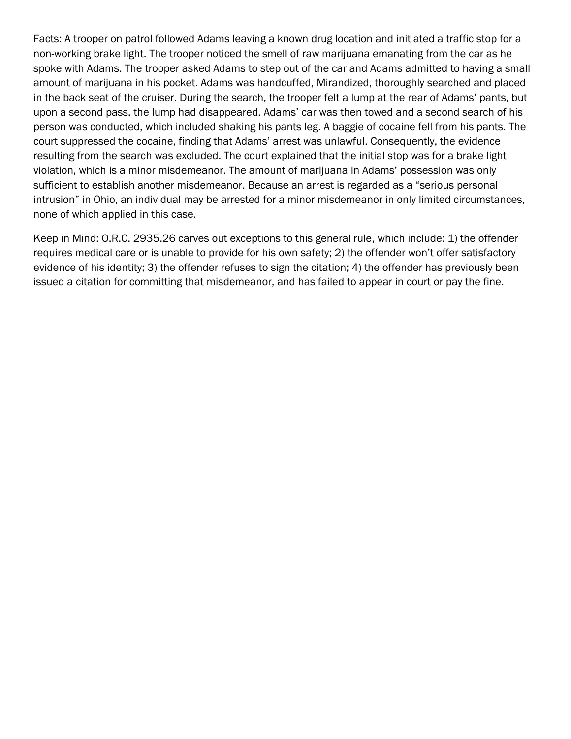<u>Facts</u>: A trooper on patrol followed Adams leaving a known drug location and initiated a traffic stop for a non-working brake light. The trooper noticed the smell of raw marijuana emanating from the car as he spoke with Adams. The trooper asked Adams to step out of the car and Adams admitted to having a small amount of marijuana in his pocket. Adams was handcuffed, Mirandized, thoroughly searched and placed in the back seat of the cruiser. During the search, the trooper felt a lump at the rear of Adams' pants, but upon a second pass, the lump had disappeared. Adams' car was then towed and a second search of his person was conducted, which included shaking his pants leg. A baggie of cocaine fell from his pants. The court suppressed the cocaine, finding that Adams' arrest was unlawful. Consequently, the evidence resulting from the search was excluded. The court explained that the initial stop was for a brake light violation, which is a minor misdemeanor. The amount of marijuana in Adams' possession was only sufficient to establish another misdemeanor. Because an arrest is regarded as a "serious personal intrusion" in Ohio, an individual may be arrested for a minor misdemeanor in only limited circumstances, none of which applied in this case.

<u>Keep in Mind</u>: O.R.C. 2935.26 carves out exceptions to this general rule, which include: 1) the offender requires medical care or is unable to provide for his own safety; 2) the offender won't offer satisfactory evidence of his identity; 3) the offender refuses to sign the citation; 4) the offender has previously been issued a citation for committing that misdemeanor, and has failed to appear in court or pay the fine.